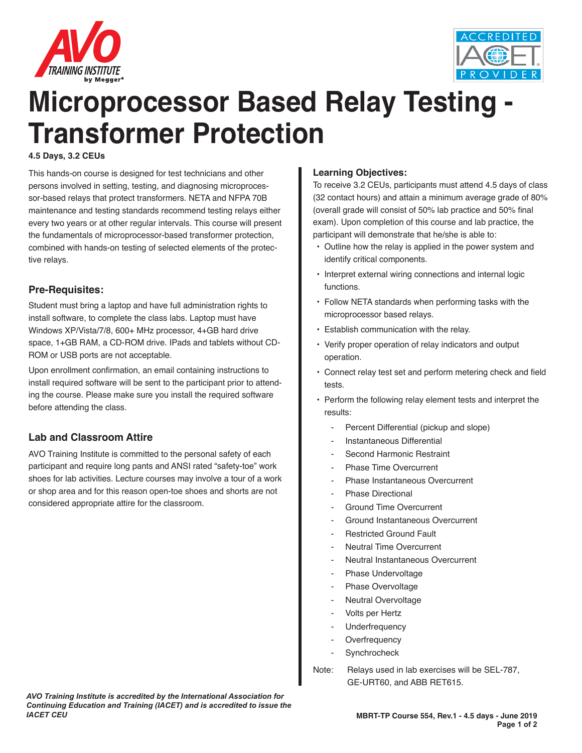# Microprocessor Based Relay Testing - Transformer Protection

**4.5 Days, 3.2 CEUs**

This hands-on course is designed for test technicians and other persons involved in setting, testing, and diagnosing microprocessor-based relays that protect transformers. NETA and NFPA 70B maintenance and testing standards recommend testing relays either every two years or at other regular intervals. This course will present the fundamentals of microprocessor-based transformer protection, combined with hands-on testing of selected elements of the protective relays.

## Pre-Requisites:

Student must bring a laptop and have full administration rights to install software, to complete the class labs. Laptop must have Windows XP/Vista/7/8, 600+ MHz processor, 4+GB hard drive space, 1+GB RAM, a CD-ROM drive. IPads and tablets without CD-ROM or USB ports are not acceptable.

Upon enrollment confirmation, an email containing instructions to install required software will be sent to the participant prior to attending the course. Please make sure you install the required software before attending the class.

## Lab and Classroom Attire

AVO Training Institute is committed to the personal safety of each participant and require long pants and ANSI rated "safety-toe" work shoes for lab activities. Lecture courses may involve a tour of a work or shop area and for this reason open-toe shoes and shorts are not considered appropriate attire for the classroom.

## Learning Objectives:

To receive 3.2 CEUs, participants must attend 4.5 days of class (32 contact hours) and attain a minimum average grade of 80% (overall grade will consist of 50% lab practice and 50% final exam). Upon completion of this course and lab practice, the participant will demonstrate that he/she is able to:

- Outline how the relay is applied in the power system and identify critical components.
- Interpret external wiring connections and internal logic functions.
- Follow NETA standards when performing tasks with the microprocessor based relays.
- Establish communication with the relay.
- Verify proper operation of relay indicators and output operation.
- Connect relay test set and perform metering check and field tests.
- Perform the following relay element tests and interpret the results:
  - Percent Differential (pickup and slope)
  - Instantaneous Differential
  - Second Harmonic Restraint
  - Phase Time Overcurrent
  - Phase Instantaneous Overcurrent
  - Phase Directional
  - Ground Time Overcurrent
  - Ground Instantaneous Overcurrent
  - Restricted Ground Fault
  - Neutral Time Overcurrent
  - Neutral Instantaneous Overcurrent
  - Phase Undervoltage
  - Phase Overvoltage
  - Neutral Overvoltage
  - Volts per Hertz
  - Underfrequency
  - Overfrequency
  - Synchrocheck

Note: Relays used in lab exercises will be SEL-787, GE-URT60, and ABB RET615.

*AVO Training Institute is accredited by the International Association for Continuing Education and Training (IACET) and is accredited to issue the IACET CEU*

**MBRT-TP Course 554, Rev.1 - 4.5 days - June 2019**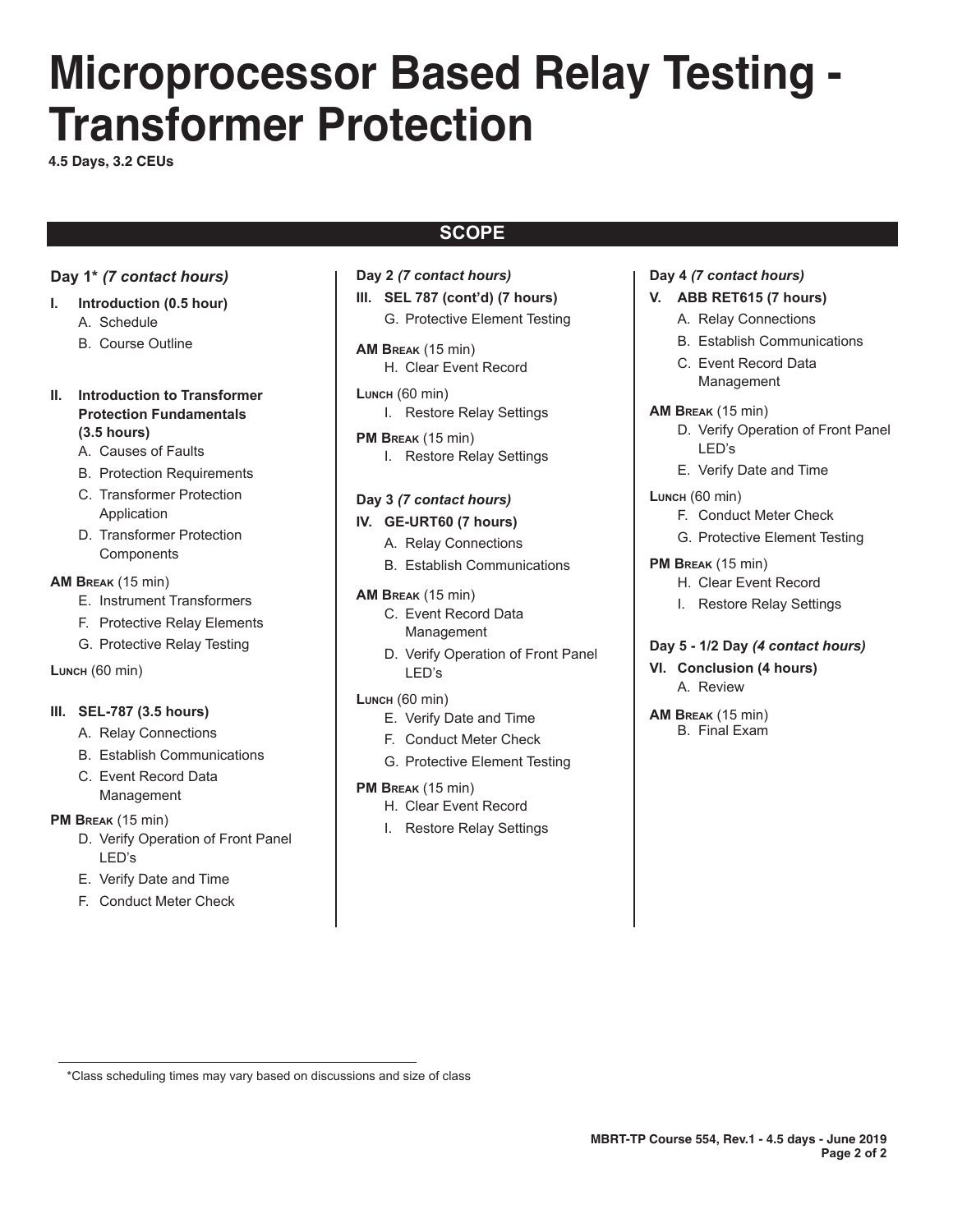# Microprocessor Based Relay Testing - Transformer Protection

**4.5 Days, 3.2 CEUs**

## SCOPE

### Day 1* *(7 contact hours)*

**I. Introduction (0.5 hour)**

A. Schedule

B. Course Outline

**II. Introduction to Transformer Protection Fundamentals (3.5 hours)**

A. Causes of Faults

B. Protection Requirements

C. Transformer Protection Application

D. Transformer Protection Components

**AM Break** (15 min)

E. Instrument Transformers

F. Protective Relay Elements

G. Protective Relay Testing

**Lunch** (60 min)

**III. SEL-787 (3.5 hours)**

A. Relay Connections

B. Establish Communications

C. Event Record Data Management

**PM Break** (15 min)

D. Verify Operation of Front Panel LED's

E. Verify Date and Time

F. Conduct Meter Check

### Day 2 *(7 contact hours)*

**III. SEL 787 (cont'd) (7 hours)**

G. Protective Element Testing

**AM Break** (15 min)

H. Clear Event Record

**Lunch** (60 min)

I. Restore Relay Settings

**PM Break** (15 min)

I. Restore Relay Settings

### Day 3 *(7 contact hours)*

**IV. GE-URT60 (7 hours)**

A. Relay Connections

B. Establish Communications

**AM Break** (15 min)

C. Event Record Data Management

D. Verify Operation of Front Panel LED's

**Lunch** (60 min)

E. Verify Date and Time

F. Conduct Meter Check

G. Protective Element Testing

**PM Break** (15 min)

H. Clear Event Record

I. Restore Relay Settings

### Day 4 *(7 contact hours)*

**V. ABB RET615 (7 hours)**

A. Relay Connections

B. Establish Communications

C. Event Record Data Management

**AM Break** (15 min)

D. Verify Operation of Front Panel LED's

E. Verify Date and Time

**Lunch** (60 min)

F. Conduct Meter Check

G. Protective Element Testing

**PM Break** (15 min)

H. Clear Event Record

I. Restore Relay Settings

### Day 5 - 1/2 Day *(4 contact hours)*

**VI. Conclusion (4 hours)**

A. Review

**AM Break** (15 min)

B. Final Exam

---

*Class scheduling times may vary based on discussions and size of class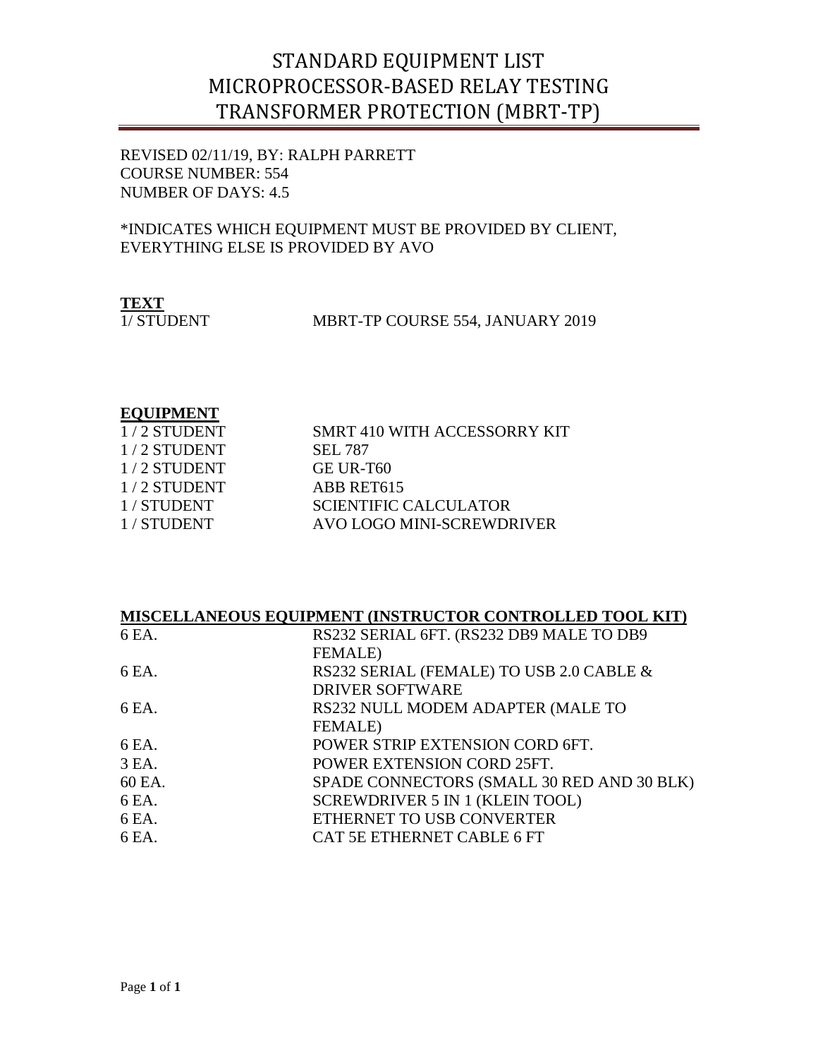# STANDARD EQUIPMENT LIST
# MICROPROCESSOR-BASED RELAY TESTING
# TRANSFORMER PROTECTION (MBRT-TP)

REVISED 02/11/19, BY: RALPH PARRETT
COURSE NUMBER: 554
NUMBER OF DAYS: 4.5

*INDICATES WHICH EQUIPMENT MUST BE PROVIDED BY CLIENT, EVERYTHING ELSE IS PROVIDED BY AVO

## TEXT

| | |
|---|---|
| 1/ STUDENT | MBRT-TP COURSE 554, JANUARY 2019 |

## EQUIPMENT

| | |
|---|---|
| 1 / 2 STUDENT | SMRT 410 WITH ACCESSORRY KIT |
| 1 / 2 STUDENT | SEL 787 |
| 1 / 2 STUDENT | GE UR-T60 |
| 1 / 2 STUDENT | ABB RET615 |
| 1 / STUDENT | SCIENTIFIC CALCULATOR |
| 1 / STUDENT | AVO LOGO MINI-SCREWDRIVER |

## MISCELLANEOUS EQUIPMENT (INSTRUCTOR CONTROLLED TOOL KIT)

| | |
|---|---|
| 6 EA. | RS232 SERIAL 6FT. (RS232 DB9 MALE TO DB9 FEMALE) |
| 6 EA. | RS232 SERIAL (FEMALE) TO USB 2.0 CABLE & DRIVER SOFTWARE |
| 6 EA. | RS232 NULL MODEM ADAPTER (MALE TO FEMALE) |
| 6 EA. | POWER STRIP EXTENSION CORD 6FT. |
| 3 EA. | POWER EXTENSION CORD 25FT. |
| 60 EA. | SPADE CONNECTORS (SMALL 30 RED AND 30 BLK) |
| 6 EA. | SCREWDRIVER 5 IN 1 (KLEIN TOOL) |
| 6 EA. | ETHERNET TO USB CONVERTER |
| 6 EA. | CAT 5E ETHERNET CABLE 6 FT |